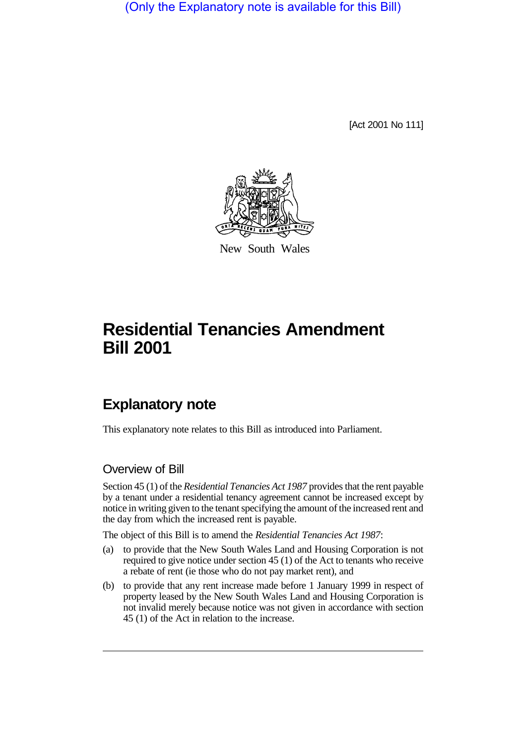(Only the Explanatory note is available for this Bill)

[Act 2001 No 111]

New South Wales

# Residential Tenancies Amendment Bill 2001

## Explanatory note

This explanatory note relates to this Bill as introduced into Parliament.

### Overview of Bill

Section 45 (1) of the *Residential Tenancies Act 1987* provides that the rent payable by a tenant under a residential tenancy agreement cannot be increased except by notice in writing given to the tenant specifying the amount of the increased rent and the day from which the increased rent is payable.

The object of this Bill is to amend the *Residential Tenancies Act 1987*:

(a) to provide that the New South Wales Land and Housing Corporation is not required to give notice under section 45 (1) of the Act to tenants who receive a rebate of rent (ie those who do not pay market rent), and

(b) to provide that any rent increase made before 1 January 1999 in respect of property leased by the New South Wales Land and Housing Corporation is not invalid merely because notice was not given in accordance with section 45 (1) of the Act in relation to the increase.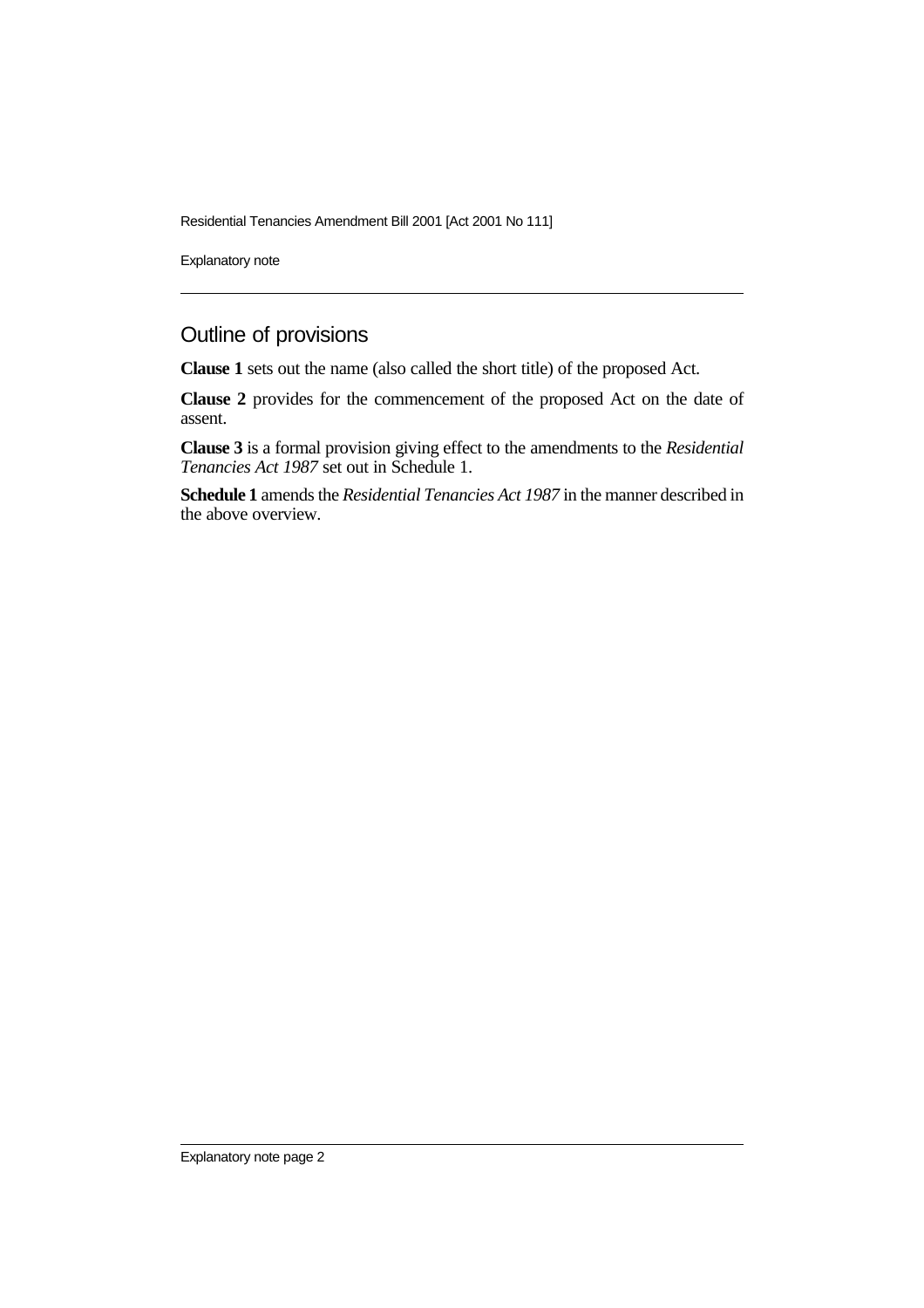## Outline of provisions

**Clause 1** sets out the name (also called the short title) of the proposed Act.

**Clause 2** provides for the commencement of the proposed Act on the date of assent.

**Clause 3** is a formal provision giving effect to the amendments to the *Residential Tenancies Act 1987* set out in Schedule 1.

**Schedule 1** amends the *Residential Tenancies Act 1987* in the manner described in the above overview.